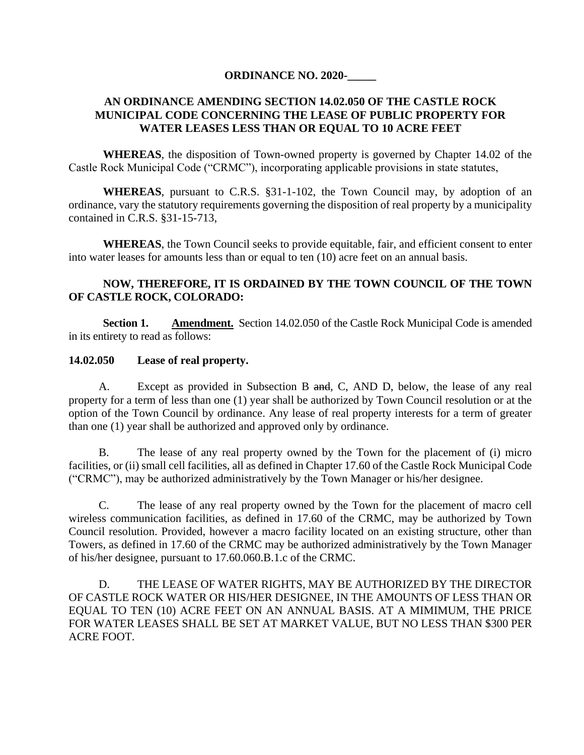**ORDINANCE NO. 2020-\_\_\_\_\_**

**AN ORDINANCE AMENDING SECTION 14.02.050 OF THE CASTLE ROCK MUNICIPAL CODE CONCERNING THE LEASE OF PUBLIC PROPERTY FOR WATER LEASES LESS THAN OR EQUAL TO 10 ACRE FEET**

**WHEREAS**, the disposition of Town-owned property is governed by Chapter 14.02 of the Castle Rock Municipal Code ("CRMC"), incorporating applicable provisions in state statutes,

**WHEREAS**, pursuant to C.R.S. §31-1-102, the Town Council may, by adoption of an ordinance, vary the statutory requirements governing the disposition of real property by a municipality contained in C.R.S. §31-15-713,

**WHEREAS**, the Town Council seeks to provide equitable, fair, and efficient consent to enter into water leases for amounts less than or equal to ten (10) acre feet on an annual basis.

**NOW, THEREFORE, IT IS ORDAINED BY THE TOWN COUNCIL OF THE TOWN OF CASTLE ROCK, COLORADO:**

**Section 1.** **<u>Amendment.</u>** Section 14.02.050 of the Castle Rock Municipal Code is amended in its entirety to read as follows:

**14.02.050 Lease of real property.**

A. Except as provided in Subsection B ~~and~~, C, AND D, below, the lease of any real property for a term of less than one (1) year shall be authorized by Town Council resolution or at the option of the Town Council by ordinance. Any lease of real property interests for a term of greater than one (1) year shall be authorized and approved only by ordinance.

B. The lease of any real property owned by the Town for the placement of (i) micro facilities, or (ii) small cell facilities, all as defined in Chapter 17.60 of the Castle Rock Municipal Code ("CRMC"), may be authorized administratively by the Town Manager or his/her designee.

C. The lease of any real property owned by the Town for the placement of macro cell wireless communication facilities, as defined in 17.60 of the CRMC, may be authorized by Town Council resolution. Provided, however a macro facility located on an existing structure, other than Towers, as defined in 17.60 of the CRMC may be authorized administratively by the Town Manager of his/her designee, pursuant to 17.60.060.B.1.c of the CRMC.

D. THE LEASE OF WATER RIGHTS, MAY BE AUTHORIZED BY THE DIRECTOR OF CASTLE ROCK WATER OR HIS/HER DESIGNEE, IN THE AMOUNTS OF LESS THAN OR EQUAL TO TEN (10) ACRE FEET ON AN ANNUAL BASIS. AT A MIMIMUM, THE PRICE FOR WATER LEASES SHALL BE SET AT MARKET VALUE, BUT NO LESS THAN $300 PER ACRE FOOT.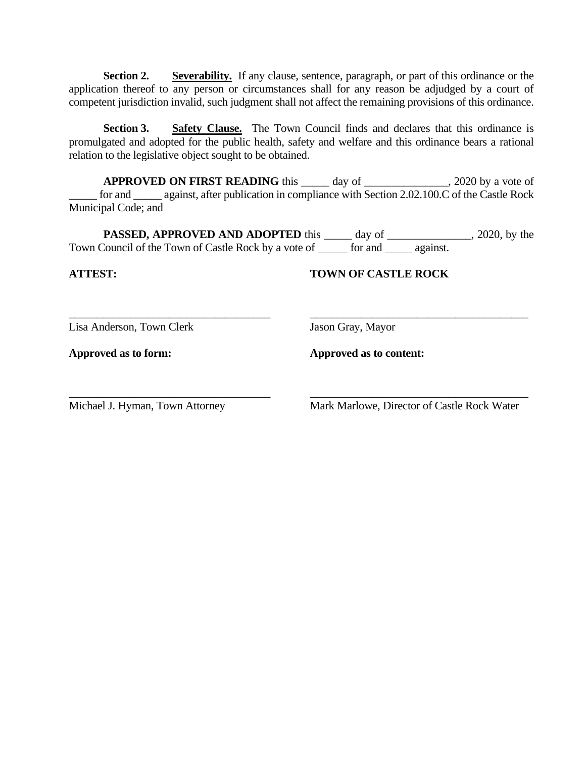**Section 2.** **<u>Severability.</u>** If any clause, sentence, paragraph, or part of this ordinance or the application thereof to any person or circumstances shall for any reason be adjudged by a court of competent jurisdiction invalid, such judgment shall not affect the remaining provisions of this ordinance.

**Section 3.** **<u>Safety Clause.</u>** The Town Council finds and declares that this ordinance is promulgated and adopted for the public health, safety and welfare and this ordinance bears a rational relation to the legislative object sought to be obtained.

**APPROVED ON FIRST READING** this _____ day of _______________, 2020 by a vote of _____ for and _____ against, after publication in compliance with Section 2.02.100.C of the Castle Rock Municipal Code; and

**PASSED, APPROVED AND ADOPTED** this _____ day of _______________, 2020, by the Town Council of the Town of Castle Rock by a vote of _____ for and _____ against.

**ATTEST:**

**TOWN OF CASTLE ROCK**

___________________________________
Lisa Anderson, Town Clerk

___________________________________
Jason Gray, Mayor

**Approved as to form:**

**Approved as to content:**

___________________________________
Michael J. Hyman, Town Attorney

___________________________________
Mark Marlowe, Director of Castle Rock Water